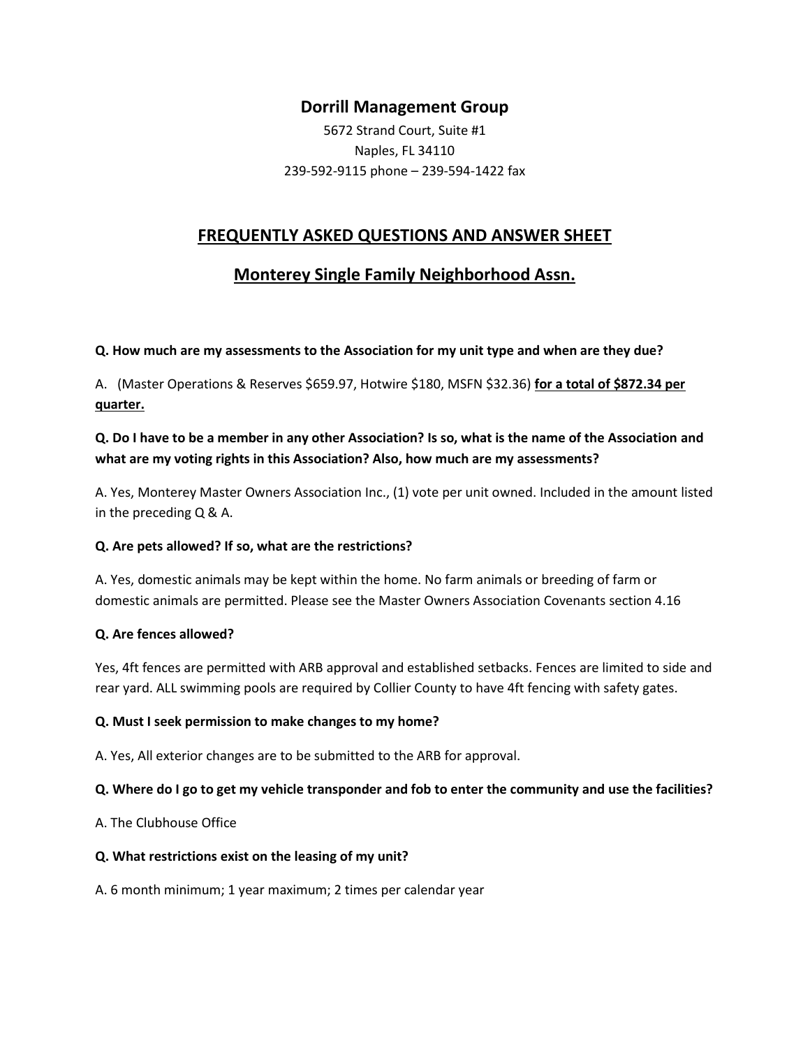## Dorrill Management Group

5672 Strand Court, Suite #1
Naples, FL 34110
239-592-9115 phone – 239-594-1422 fax

# FREQUENTLY ASKED QUESTIONS AND ANSWER SHEET

## Monterey Single Family Neighborhood Assn.

**Q. How much are my assessments to the Association for my unit type and when are they due?**

A. (Master Operations & Reserves $659.97, Hotwire $180, MSFN $32.36) **for a total of $872.34 per quarter.**

**Q. Do I have to be a member in any other Association? Is so, what is the name of the Association and what are my voting rights in this Association? Also, how much are my assessments?**

A. Yes, Monterey Master Owners Association Inc., (1) vote per unit owned. Included in the amount listed in the preceding Q & A.

**Q. Are pets allowed? If so, what are the restrictions?**

A. Yes, domestic animals may be kept within the home. No farm animals or breeding of farm or domestic animals are permitted. Please see the Master Owners Association Covenants section 4.16

**Q. Are fences allowed?**

Yes, 4ft fences are permitted with ARB approval and established setbacks. Fences are limited to side and rear yard. ALL swimming pools are required by Collier County to have 4ft fencing with safety gates.

**Q. Must I seek permission to make changes to my home?**

A. Yes, All exterior changes are to be submitted to the ARB for approval.

**Q. Where do I go to get my vehicle transponder and fob to enter the community and use the facilities?**

A. The Clubhouse Office

**Q. What restrictions exist on the leasing of my unit?**

A. 6 month minimum; 1 year maximum; 2 times per calendar year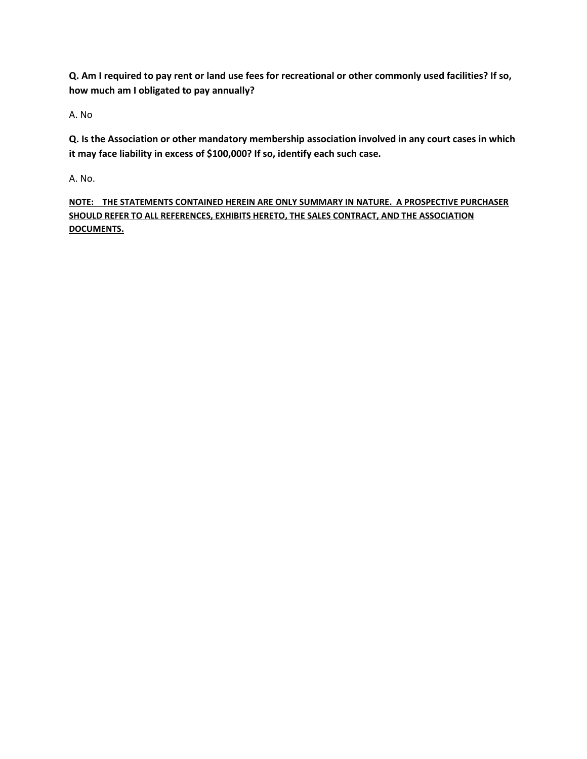**Q. Am I required to pay rent or land use fees for recreational or other commonly used facilities? If so, how much am I obligated to pay annually?**

A. No

**Q. Is the Association or other mandatory membership association involved in any court cases in which it may face liability in excess of $100,000? If so, identify each such case.**

A. No.

<u>**NOTE: THE STATEMENTS CONTAINED HEREIN ARE ONLY SUMMARY IN NATURE. A PROSPECTIVE PURCHASER SHOULD REFER TO ALL REFERENCES, EXHIBITS HERETO, THE SALES CONTRACT, AND THE ASSOCIATION DOCUMENTS.**</u>